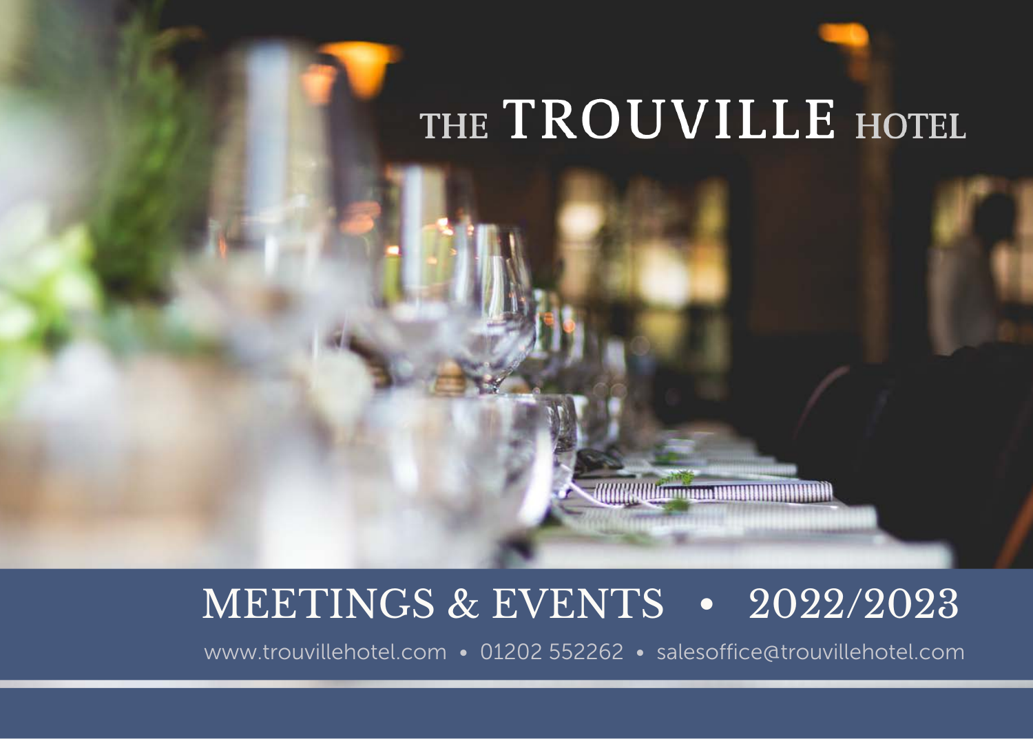# THE TROUVILLE HOTEL

## MEETINGS & EVENTS • 2022/2023

www.trouvillehotel.com • 01202 552262 • salesoffice@trouvillehotel.com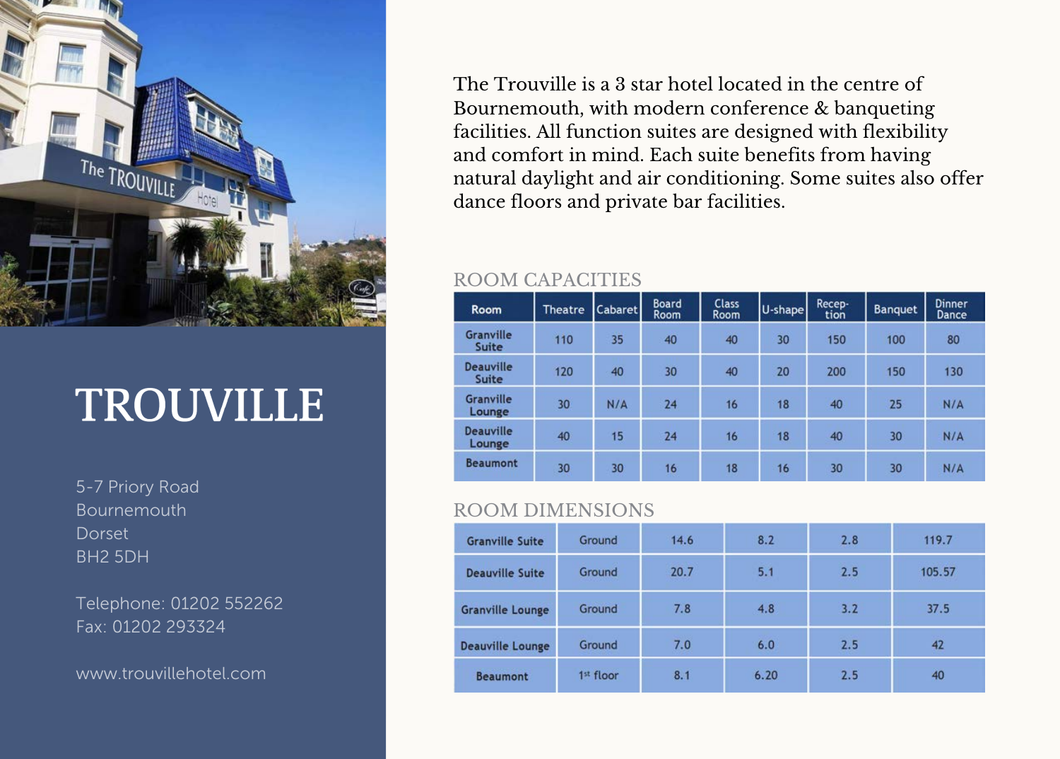# TROUVILLE

5-7 Priory Road
Bournemouth
Dorset
BH2 5DH

Telephone: 01202 552262
Fax: 01202 293324

www.trouvillehotel.com

The Trouville is a 3 star hotel located in the centre of Bournemouth, with modern conference & banqueting facilities. All function suites are designed with flexibility and comfort in mind. Each suite benefits from having natural daylight and air conditioning. Some suites also offer dance floors and private bar facilities.

## ROOM CAPACITIES

| Room | Theatre | Cabaret | Board Room | Class Room | U-shape | Reception | Banquet | Dinner Dance |
|---|---|---|---|---|---|---|---|---|
| Granville Suite | 110 | 35 | 40 | 40 | 30 | 150 | 100 | 80 |
| Deauville Suite | 120 | 40 | 30 | 40 | 20 | 200 | 150 | 130 |
| Granville Lounge | 30 | N/A | 24 | 16 | 18 | 40 | 25 | N/A |
| Deauville Lounge | 40 | 15 | 24 | 16 | 18 | 40 | 30 | N/A |
| Beaumont | 30 | 30 | 16 | 18 | 16 | 30 | 30 | N/A |

## ROOM DIMENSIONS

| | | | | | |
|---|---|---|---|---|---|
| Granville Suite | Ground | 14.6 | 8.2 | 2.8 | 119.7 |
| Deauville Suite | Ground | 20.7 | 5.1 | 2.5 | 105.57 |
| Granville Lounge | Ground | 7.8 | 4.8 | 3.2 | 37.5 |
| Deauville Lounge | Ground | 7.0 | 6.0 | 2.5 | 42 |
| Beaumont | 1st floor | 8.1 | 6.20 | 2.5 | 40 |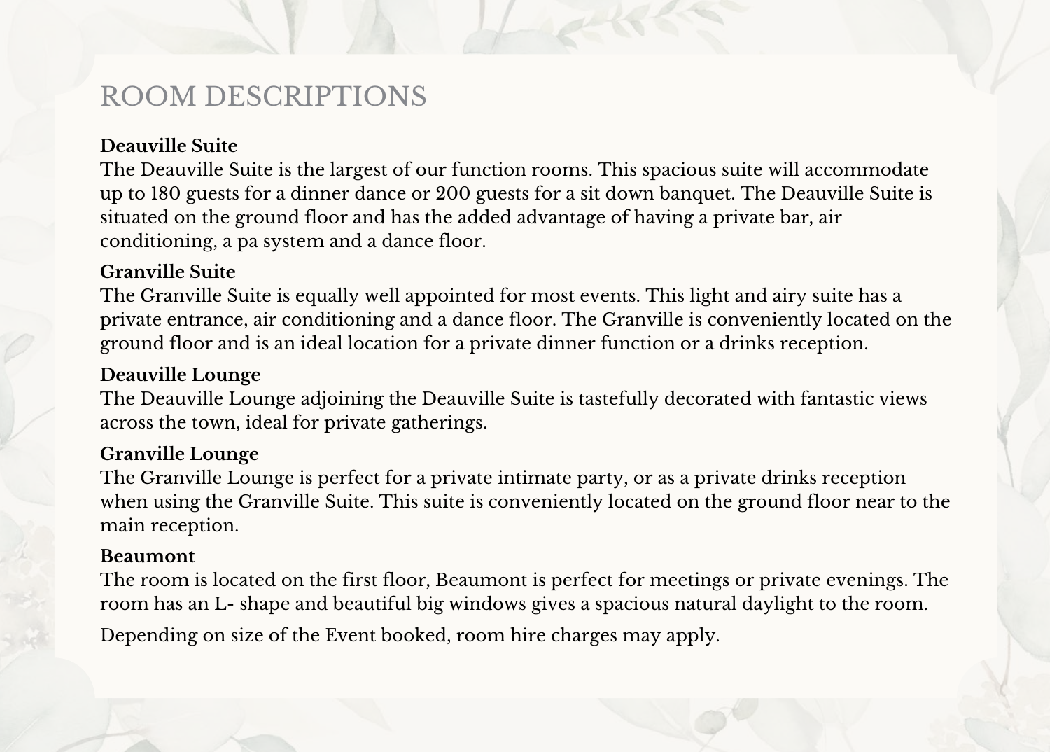# ROOM DESCRIPTIONS

**Deauville Suite**

The Deauville Suite is the largest of our function rooms. This spacious suite will accommodate up to 180 guests for a dinner dance or 200 guests for a sit down banquet. The Deauville Suite is situated on the ground floor and has the added advantage of having a private bar, air conditioning, a pa system and a dance floor.

**Granville Suite**

The Granville Suite is equally well appointed for most events. This light and airy suite has a private entrance, air conditioning and a dance floor. The Granville is conveniently located on the ground floor and is an ideal location for a private dinner function or a drinks reception.

**Deauville Lounge**

The Deauville Lounge adjoining the Deauville Suite is tastefully decorated with fantastic views across the town, ideal for private gatherings.

**Granville Lounge**

The Granville Lounge is perfect for a private intimate party, or as a private drinks reception when using the Granville Suite. This suite is conveniently located on the ground floor near to the main reception.

**Beaumont**

The room is located on the first floor, Beaumont is perfect for meetings or private evenings. The room has an L- shape and beautiful big windows gives a spacious natural daylight to the room.

Depending on size of the Event booked, room hire charges may apply.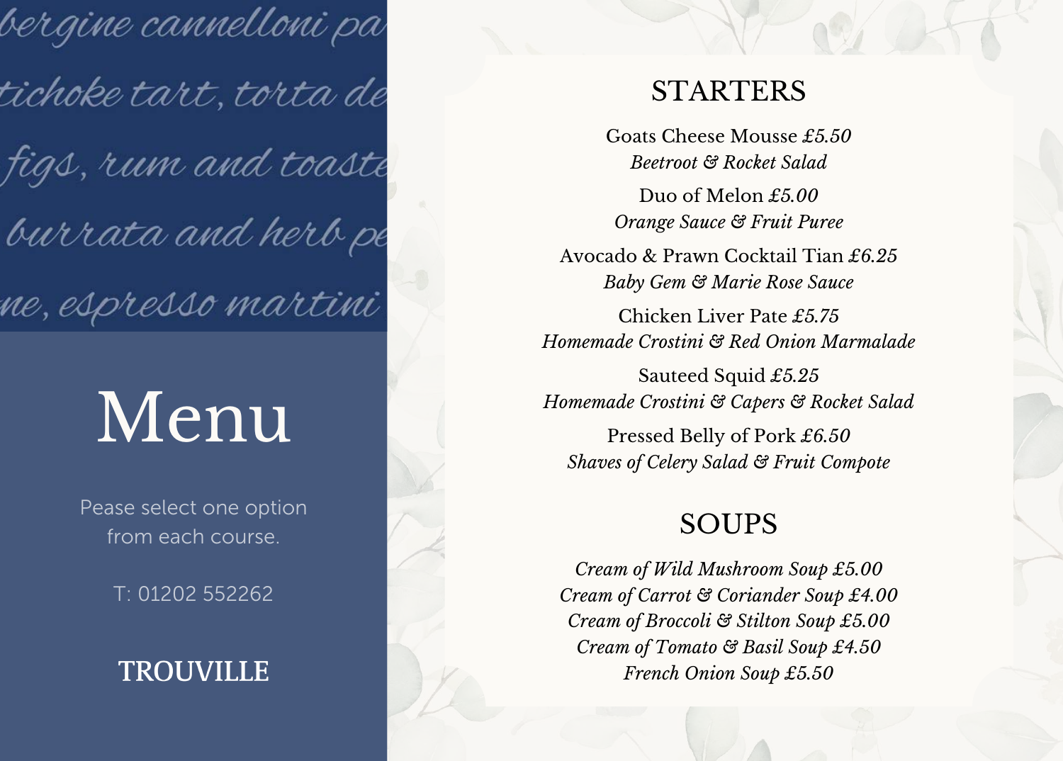bergine cannelloni pa
tichoke tart, torta de
figs, rum and toaste
burrata and herb pe
ne, espresso martini

# Menu

Pease select one option from each course.

T: 01202 552262

**TROUVILLE**

## STARTERS

Goats Cheese Mousse *£5.50*
*Beetroot & Rocket Salad*

Duo of Melon *£5.00*
*Orange Sauce & Fruit Puree*

Avocado & Prawn Cocktail Tian *£6.25*
*Baby Gem & Marie Rose Sauce*

Chicken Liver Pate *£5.75*
*Homemade Crostini & Red Onion Marmalade*

Sauteed Squid *£5.25*
*Homemade Crostini & Capers & Rocket Salad*

Pressed Belly of Pork *£6.50*
*Shaves of Celery Salad & Fruit Compote*

## SOUPS

*Cream of Wild Mushroom Soup £5.00*
*Cream of Carrot & Coriander Soup £4.00*
*Cream of Broccoli & Stilton Soup £5.00*
*Cream of Tomato & Basil Soup £4.50*
*French Onion Soup £5.50*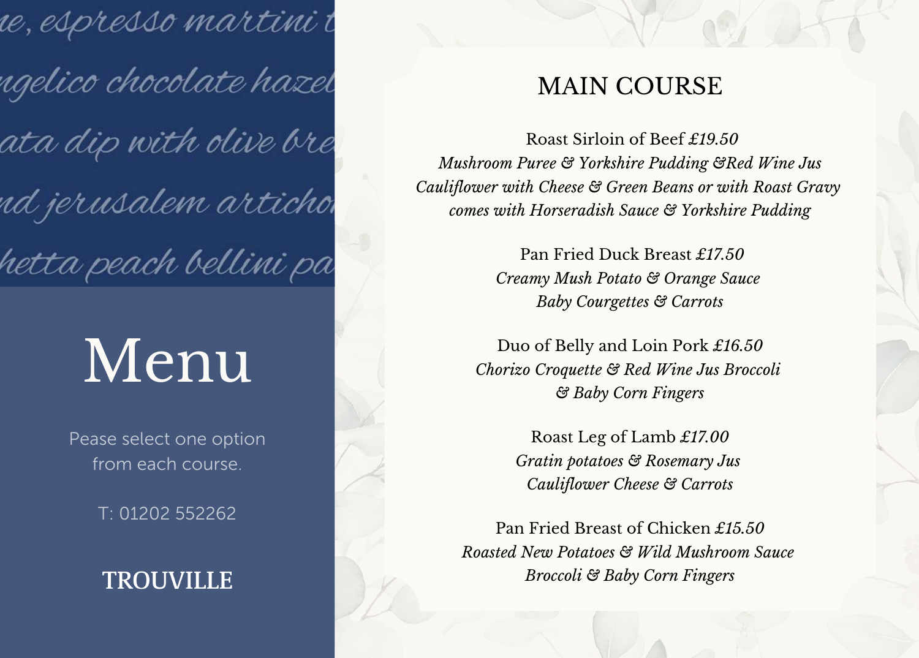e, espresso martini t

ngelico chocolate hazel

ata dip with olive bre

nd jerusalem articho

hetta peach bellini pa

# Menu

Pease select one option from each course.

T: 01202 552262

**TROUVILLE**

## MAIN COURSE

Roast Sirloin of Beef *£19.50*
*Mushroom Puree & Yorkshire Pudding &Red Wine Jus*
*Cauliflower with Cheese & Green Beans or with Roast Gravy*
*comes with Horseradish Sauce & Yorkshire Pudding*

Pan Fried Duck Breast *£17.50*
*Creamy Mush Potato & Orange Sauce*
*Baby Courgettes & Carrots*

Duo of Belly and Loin Pork *£16.50*
*Chorizo Croquette & Red Wine Jus Broccoli*
*& Baby Corn Fingers*

Roast Leg of Lamb *£17.00*
*Gratin potatoes & Rosemary Jus*
*Cauliflower Cheese & Carrots*

Pan Fried Breast of Chicken *£15.50*
*Roasted New Potatoes & Wild Mushroom Sauce*
*Broccoli & Baby Corn Fingers*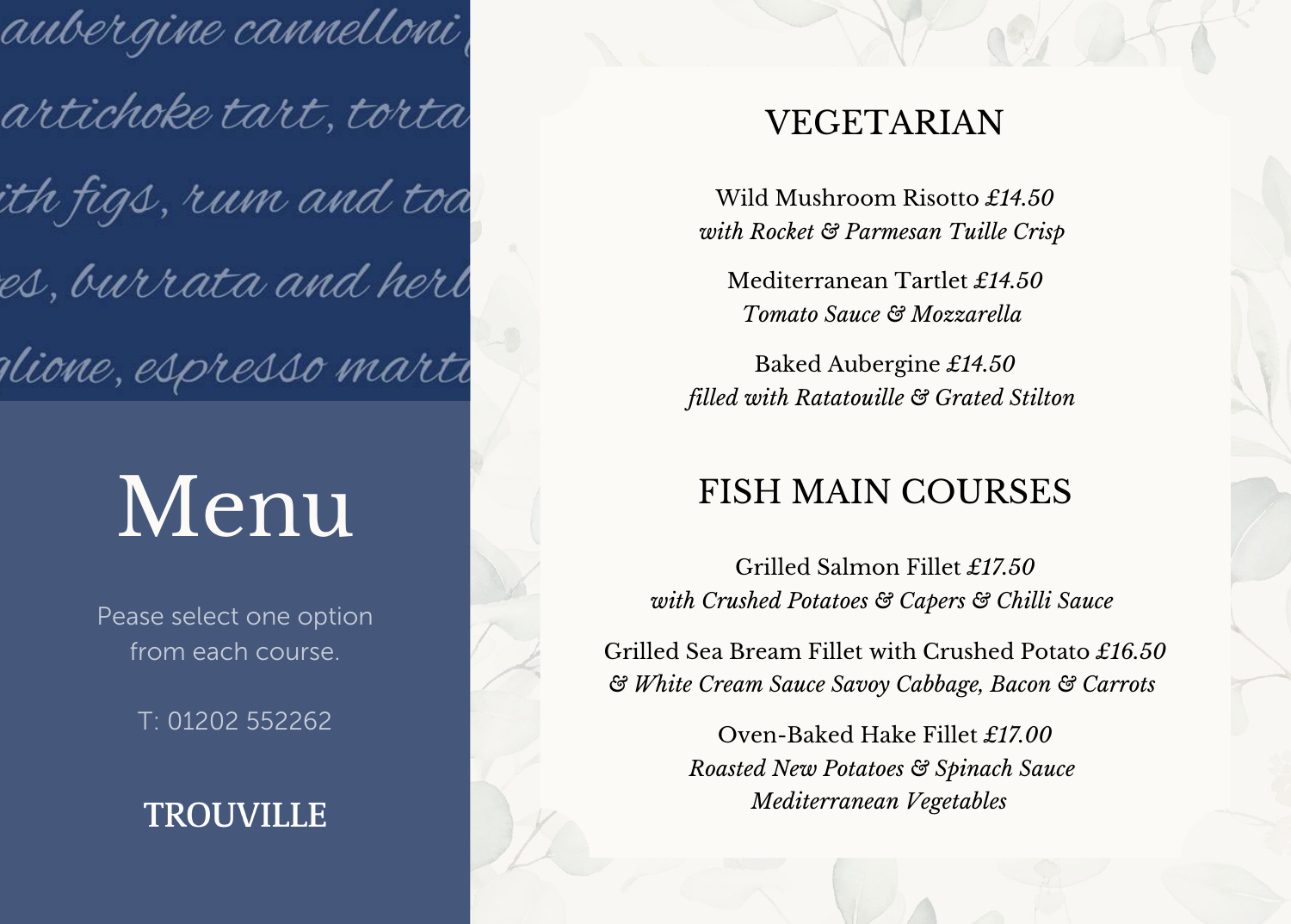aubergine cannelloni
artichoke tart, torta
ith figs, rum and toa
es, burrata and herb
glione, espresso marti

# Menu

Pease select one option from each course.

T: 01202 552262

**TROUVILLE**

## VEGETARIAN

Wild Mushroom Risotto *£14.50*
*with Rocket & Parmesan Tuille Crisp*

Mediterranean Tartlet *£14.50*
*Tomato Sauce & Mozzarella*

Baked Aubergine *£14.50*
*filled with Ratatouille & Grated Stilton*

## FISH MAIN COURSES

Grilled Salmon Fillet *£17.50*
*with Crushed Potatoes & Capers & Chilli Sauce*

Grilled Sea Bream Fillet with Crushed Potato *£16.50*
*& White Cream Sauce Savoy Cabbage, Bacon & Carrots*

Oven-Baked Hake Fillet *£17.00*
*Roasted New Potatoes & Spinach Sauce*
*Mediterranean Vegetables*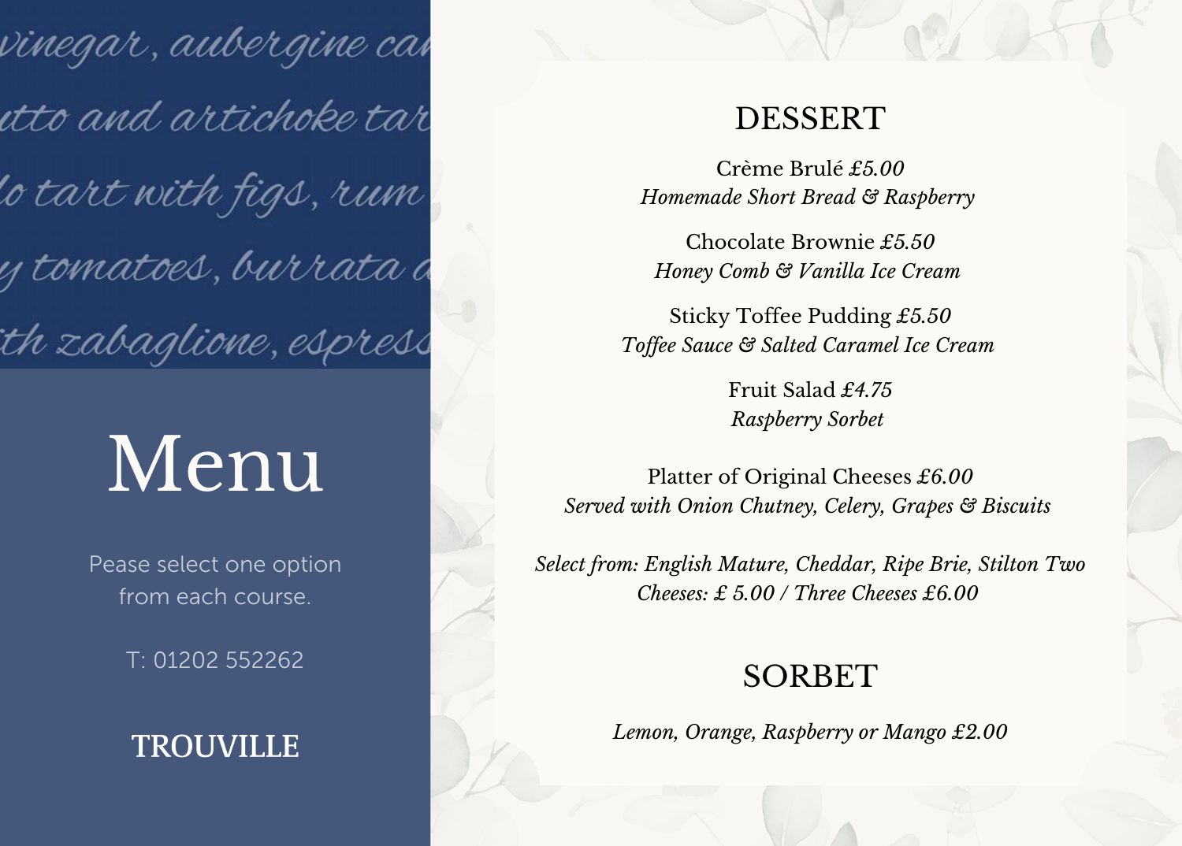vinegar, aubergine ca
utto and artichoke tar
lo tart with figs, rum
y tomatoes, burrata a
th zabaglione, espress

# Menu

Pease select one option from each course.

T: 01202 552262

**TROUVILLE**

## DESSERT

Crème Brulé *£5.00*
*Homemade Short Bread & Raspberry*

Chocolate Brownie *£5.50*
*Honey Comb & Vanilla Ice Cream*

Sticky Toffee Pudding *£5.50*
*Toffee Sauce & Salted Caramel Ice Cream*

Fruit Salad *£4.75*
*Raspberry Sorbet*

Platter of Original Cheeses *£6.00*
*Served with Onion Chutney, Celery, Grapes & Biscuits*

*Select from: English Mature, Cheddar, Ripe Brie, Stilton Two Cheeses: £ 5.00 / Three Cheeses £6.00*

## SORBET

*Lemon, Orange, Raspberry or Mango £2.00*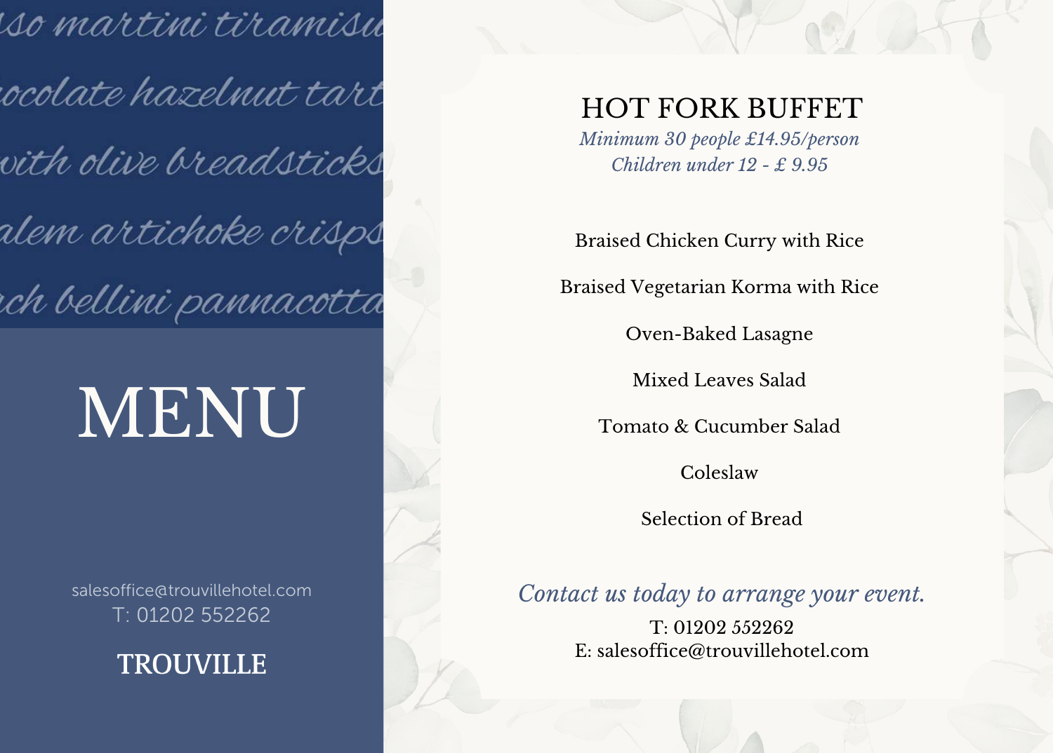...sso martini tiramisu

...ocolate hazelnut tart

...with olive breadsticks

...alem artichoke crisps

...ch bellini pannacotta

# MENU

salesoffice@trouvillehotel.com
T: 01202 552262

**TROUVILLE**

## HOT FORK BUFFET

*Minimum 30 people £14.95/person*
*Children under 12 - £ 9.95*

Braised Chicken Curry with Rice

Braised Vegetarian Korma with Rice

Oven-Baked Lasagne

Mixed Leaves Salad

Tomato & Cucumber Salad

Coleslaw

Selection of Bread

*Contact us today to arrange your event.*

T: 01202 552262
E: salesoffice@trouvillehotel.com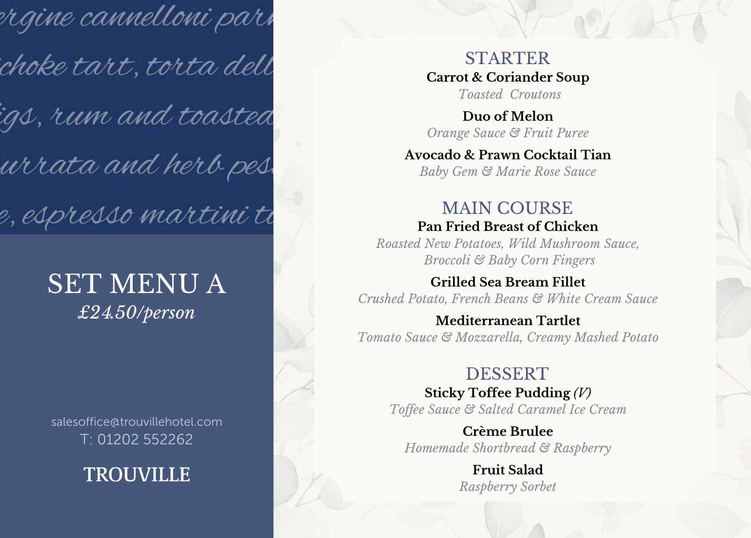ergine cannelloni par

choke tart, torta dell

igs, rum and toasted

urrata and herb pes

e, espresso martini t

# SET MENU A

*£24.50/person*

salesoffice@trouvillehotel.com

T: 01202 552262

**TROUVILLE**

## STARTER

**Carrot & Coriander Soup**
*Toasted Croutons*

**Duo of Melon**
*Orange Sauce & Fruit Puree*

**Avocado & Prawn Cocktail Tian**
*Baby Gem & Marie Rose Sauce*

## MAIN COURSE

**Pan Fried Breast of Chicken**
*Roasted New Potatoes, Wild Mushroom Sauce, Broccoli & Baby Corn Fingers*

**Grilled Sea Bream Fillet**
*Crushed Potato, French Beans & White Cream Sauce*

**Mediterranean Tartlet**
*Tomato Sauce & Mozzarella, Creamy Mashed Potato*

## DESSERT

**Sticky Toffee Pudding** *(V)*
*Toffee Sauce & Salted Caramel Ice Cream*

**Crème Brulee**
*Homemade Shortbread & Raspberry*

**Fruit Salad**
*Raspberry Sorbet*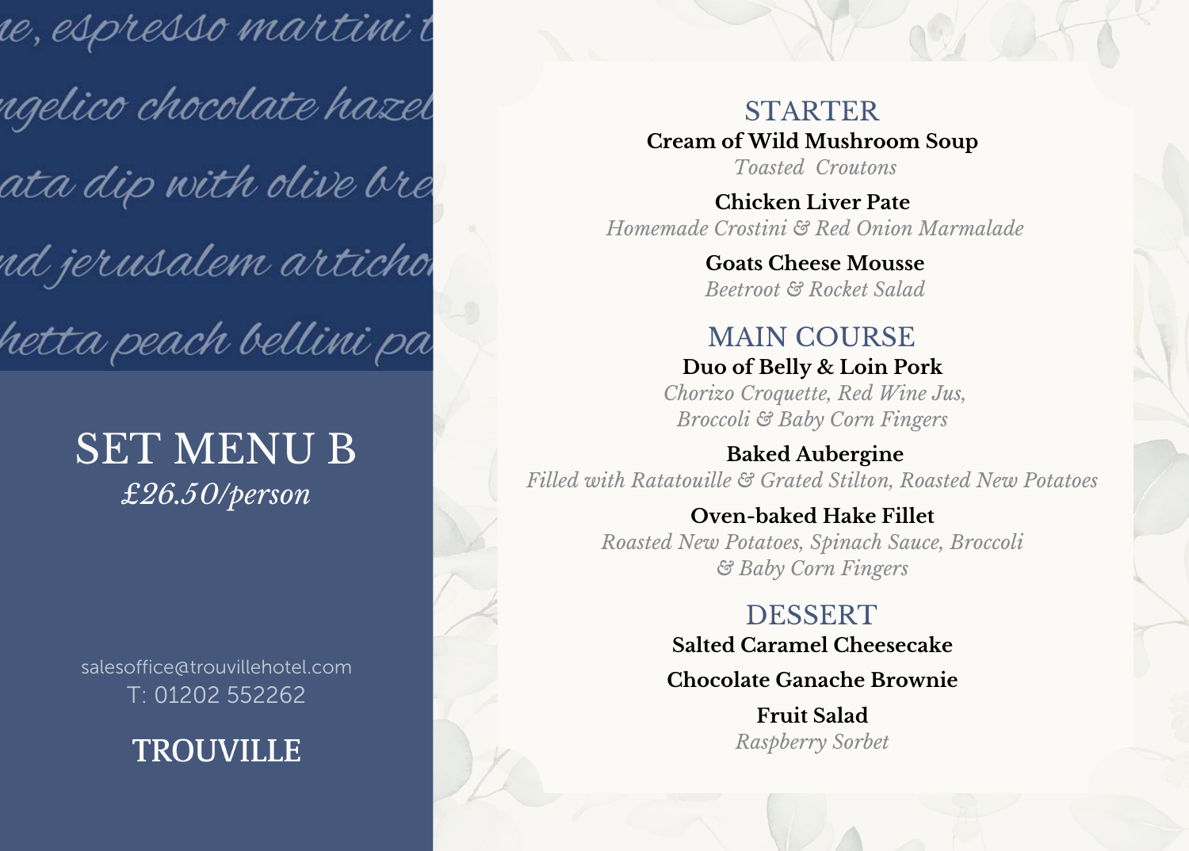# SET MENU B

*£26.50/person*

salesoffice@trouvillehotel.com

T: 01202 552262

**TROUVILLE**

## STARTER

**Cream of Wild Mushroom Soup**
*Toasted Croutons*

**Chicken Liver Pate**
*Homemade Crostini & Red Onion Marmalade*

**Goats Cheese Mousse**
*Beetroot & Rocket Salad*

## MAIN COURSE

**Duo of Belly & Loin Pork**
*Chorizo Croquette, Red Wine Jus, Broccoli & Baby Corn Fingers*

**Baked Aubergine**
*Filled with Ratatouille & Grated Stilton, Roasted New Potatoes*

**Oven-baked Hake Fillet**
*Roasted New Potatoes, Spinach Sauce, Broccoli & Baby Corn Fingers*

## DESSERT

**Salted Caramel Cheesecake**

**Chocolate Ganache Brownie**

**Fruit Salad**
*Raspberry Sorbet*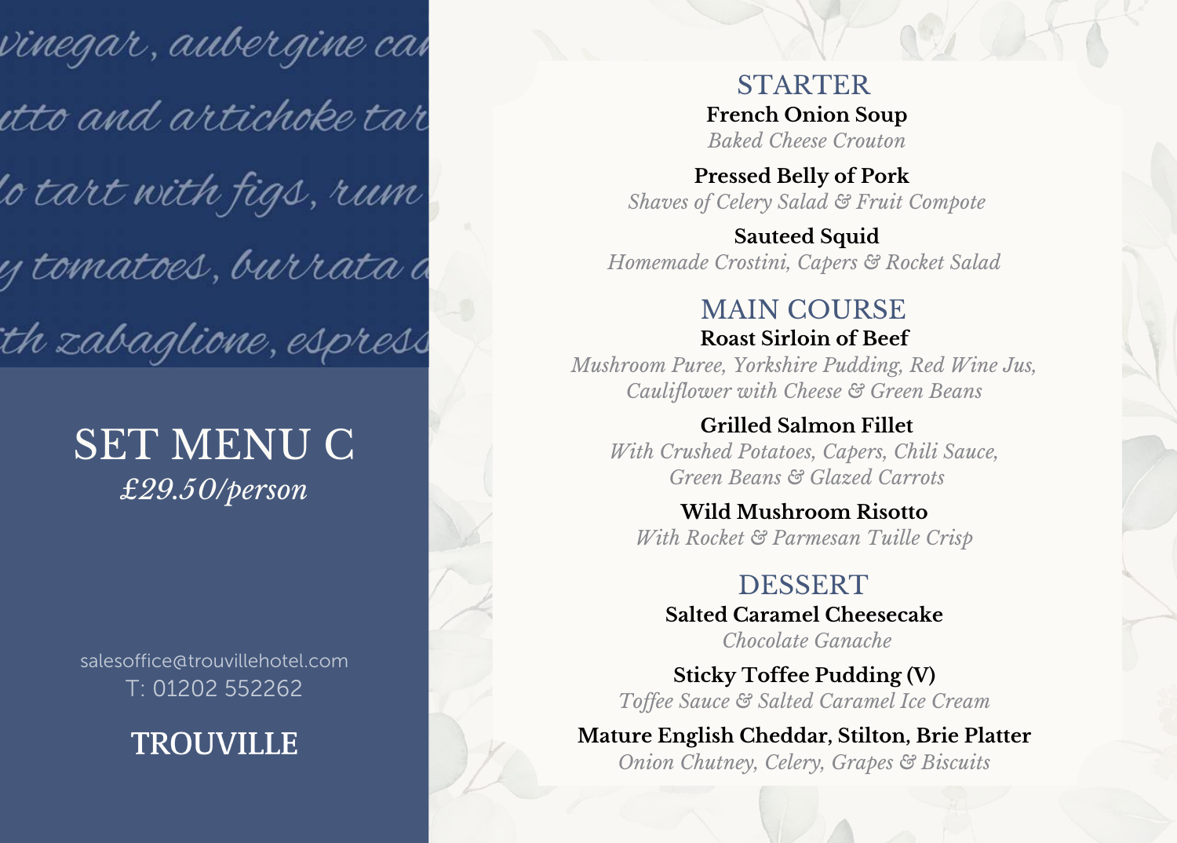vinegar, aubergine ca
utto and artichoke tar
lo tart with figs, rum
y tomatoes, burrata a
th zabaglione, espress

# SET MENU C

*£29.50/person*

salesoffice@trouvillehotel.com
T: 01202 552262

**TROUVILLE**

## STARTER

**French Onion Soup**
*Baked Cheese Crouton*

**Pressed Belly of Pork**
*Shaves of Celery Salad & Fruit Compote*

**Sauteed Squid**
*Homemade Crostini, Capers & Rocket Salad*

## MAIN COURSE

**Roast Sirloin of Beef**
*Mushroom Puree, Yorkshire Pudding, Red Wine Jus, Cauliflower with Cheese & Green Beans*

**Grilled Salmon Fillet**
*With Crushed Potatoes, Capers, Chili Sauce, Green Beans & Glazed Carrots*

**Wild Mushroom Risotto**
*With Rocket & Parmesan Tuille Crisp*

## DESSERT

**Salted Caramel Cheesecake**
*Chocolate Ganache*

**Sticky Toffee Pudding (V)**
*Toffee Sauce & Salted Caramel Ice Cream*

**Mature English Cheddar, Stilton, Brie Platter**
*Onion Chutney, Celery, Grapes & Biscuits*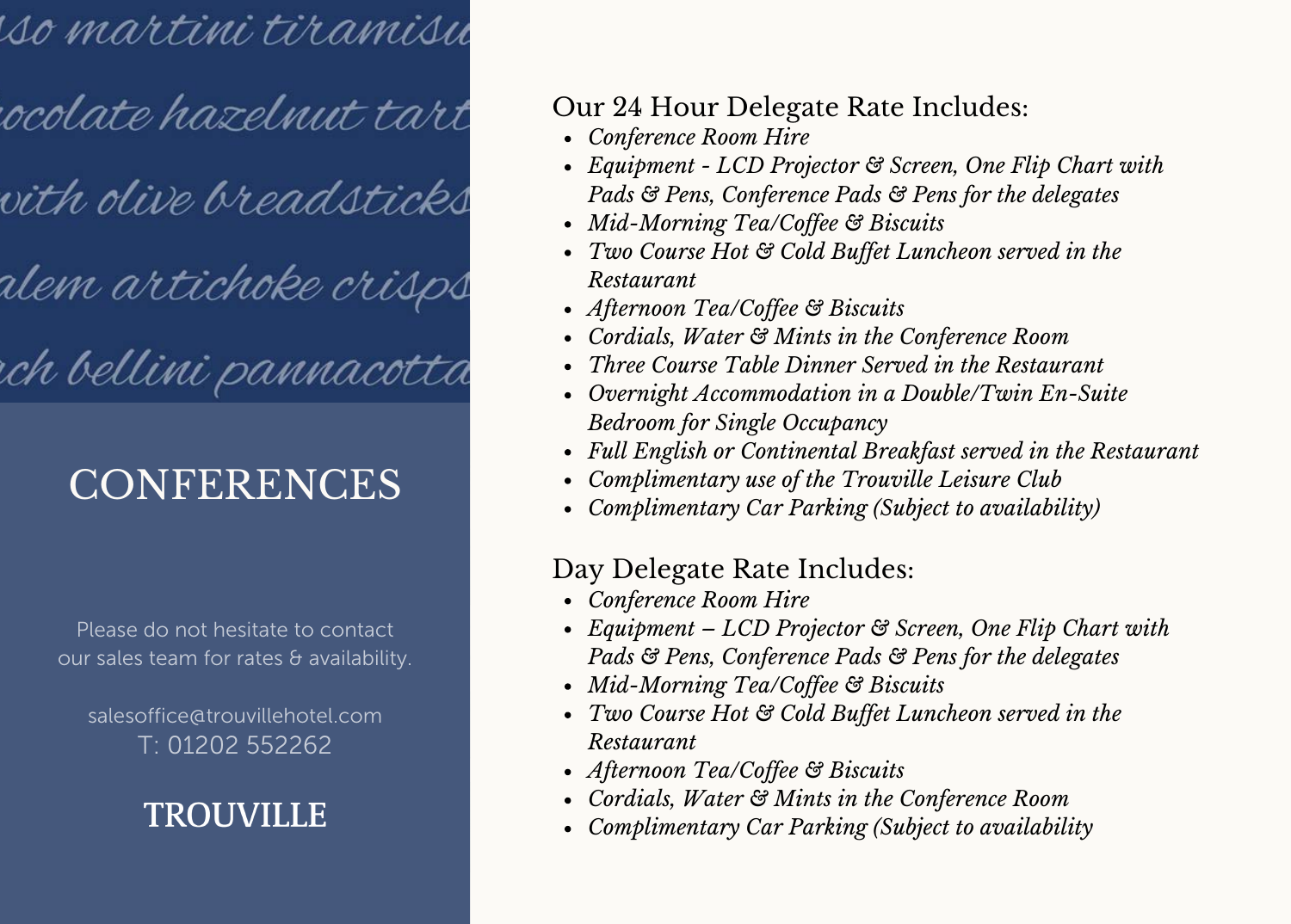*sso martini tiramisu*

*ocolate hazelnut tart*

*with olive breadsticks*

*alem artichoke crisps*

*ch bellini pannacotta*

# CONFERENCES

Please do not hesitate to contact our sales team for rates & availability.

salesoffice@trouvillehotel.com
T: 01202 552262

**TROUVILLE**

## Our 24 Hour Delegate Rate Includes:

- *Conference Room Hire*
- *Equipment - LCD Projector & Screen, One Flip Chart with Pads & Pens, Conference Pads & Pens for the delegates*
- *Mid-Morning Tea/Coffee & Biscuits*
- *Two Course Hot & Cold Buffet Luncheon served in the Restaurant*
- *Afternoon Tea/Coffee & Biscuits*
- *Cordials, Water & Mints in the Conference Room*
- *Three Course Table Dinner Served in the Restaurant*
- *Overnight Accommodation in a Double/Twin En-Suite Bedroom for Single Occupancy*
- *Full English or Continental Breakfast served in the Restaurant*
- *Complimentary use of the Trouville Leisure Club*
- *Complimentary Car Parking (Subject to availability)*

## Day Delegate Rate Includes:

- *Conference Room Hire*
- *Equipment – LCD Projector & Screen, One Flip Chart with Pads & Pens, Conference Pads & Pens for the delegates*
- *Mid-Morning Tea/Coffee & Biscuits*
- *Two Course Hot & Cold Buffet Luncheon served in the Restaurant*
- *Afternoon Tea/Coffee & Biscuits*
- *Cordials, Water & Mints in the Conference Room*
- *Complimentary Car Parking (Subject to availability*